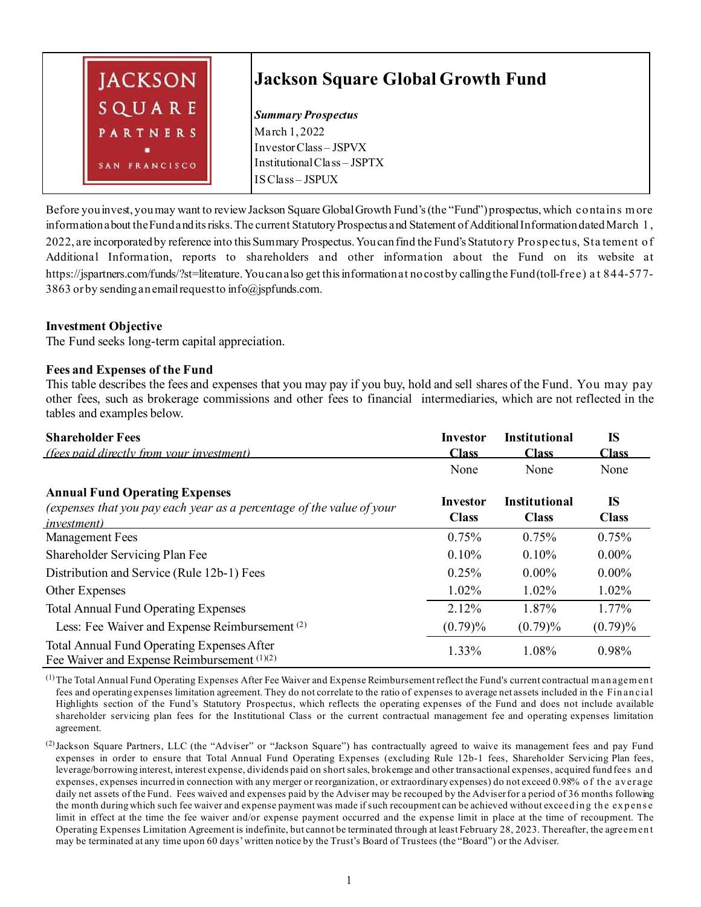JACKSON SQUARE PARTNERS
SAN FRANCISCO

# Jackson Square Global Growth Fund

***Summary Prospectus***
March 1, 2022
Investor Class – JSPVX
Institutional Class – JSPTX
IS Class – JSPUX

Before you invest, you may want to review Jackson Square Global Growth Fund's (the "Fund") prospectus, which contains more information about the Fund and its risks. The current Statutory Prospectus and Statement of Additional Information dated March 1, 2022, are incorporated by reference into this Summary Prospectus. You can find the Fund's Statutory Prospectus, Statement of Additional Information, reports to shareholders and other information about the Fund on its website at https://jspartners.com/funds/?st=literature. You can also get this information at no cost by calling the Fund (toll-free) at 844-577-3863 or by sending an email request to info@jspfunds.com.

**Investment Objective**
The Fund seeks long-term capital appreciation.

**Fees and Expenses of the Fund**
This table describes the fees and expenses that you may pay if you buy, hold and sell shares of the Fund. You may pay other fees, such as brokerage commissions and other fees to financial intermediaries, which are not reflected in the tables and examples below.

| **Shareholder Fees** *(fees paid directly from your investment)* | **Investor Class** | **Institutional Class** | **IS Class** |
|---|---|---|---|
| | None | None | None |

| **Annual Fund Operating Expenses** *(expenses that you pay each year as a percentage of the value of your investment)* | **Investor Class** | **Institutional Class** | **IS Class** |
|---|---|---|---|
| Management Fees | 0.75% | 0.75% | 0.75% |
| Shareholder Servicing Plan Fee | 0.10% | 0.10% | 0.00% |
| Distribution and Service (Rule 12b-1) Fees | 0.25% | 0.00% | 0.00% |
| Other Expenses | 1.02% | 1.02% | 1.02% |
| Total Annual Fund Operating Expenses | 2.12% | 1.87% | 1.77% |
| Less: Fee Waiver and Expense Reimbursement [2] | (0.79)% | (0.79)% | (0.79)% |
| Total Annual Fund Operating Expenses After Fee Waiver and Expense Reimbursement [1][2] | 1.33% | 1.08% | 0.98% |

[1] The Total Annual Fund Operating Expenses After Fee Waiver and Expense Reimbursement reflect the Fund's current contractual management fees and operating expenses limitation agreement. They do not correlate to the ratio of expenses to average net assets included in the Financial Highlights section of the Fund's Statutory Prospectus, which reflects the operating expenses of the Fund and does not include available shareholder servicing plan fees for the Institutional Class or the current contractual management fee and operating expenses limitation agreement.

[2] Jackson Square Partners, LLC (the "Adviser" or "Jackson Square") has contractually agreed to waive its management fees and pay Fund expenses in order to ensure that Total Annual Fund Operating Expenses (excluding Rule 12b-1 fees, Shareholder Servicing Plan fees, leverage/borrowing interest, interest expense, dividends paid on short sales, brokerage and other transactional expenses, acquired fund fees and expenses, expenses incurred in connection with any merger or reorganization, or extraordinary expenses) do not exceed 0.98% of the average daily net assets of the Fund. Fees waived and expenses paid by the Adviser may be recouped by the Adviser for a period of 36 months following the month during which such fee waiver and expense payment was made if such recoupment can be achieved without exceeding the expense limit in effect at the time the fee waiver and/or expense payment occurred and the expense limit in place at the time of recoupment. The Operating Expenses Limitation Agreement is indefinite, but cannot be terminated through at least February 28, 2023. Thereafter, the agreement may be terminated at any time upon 60 days' written notice by the Trust's Board of Trustees (the "Board") or the Adviser.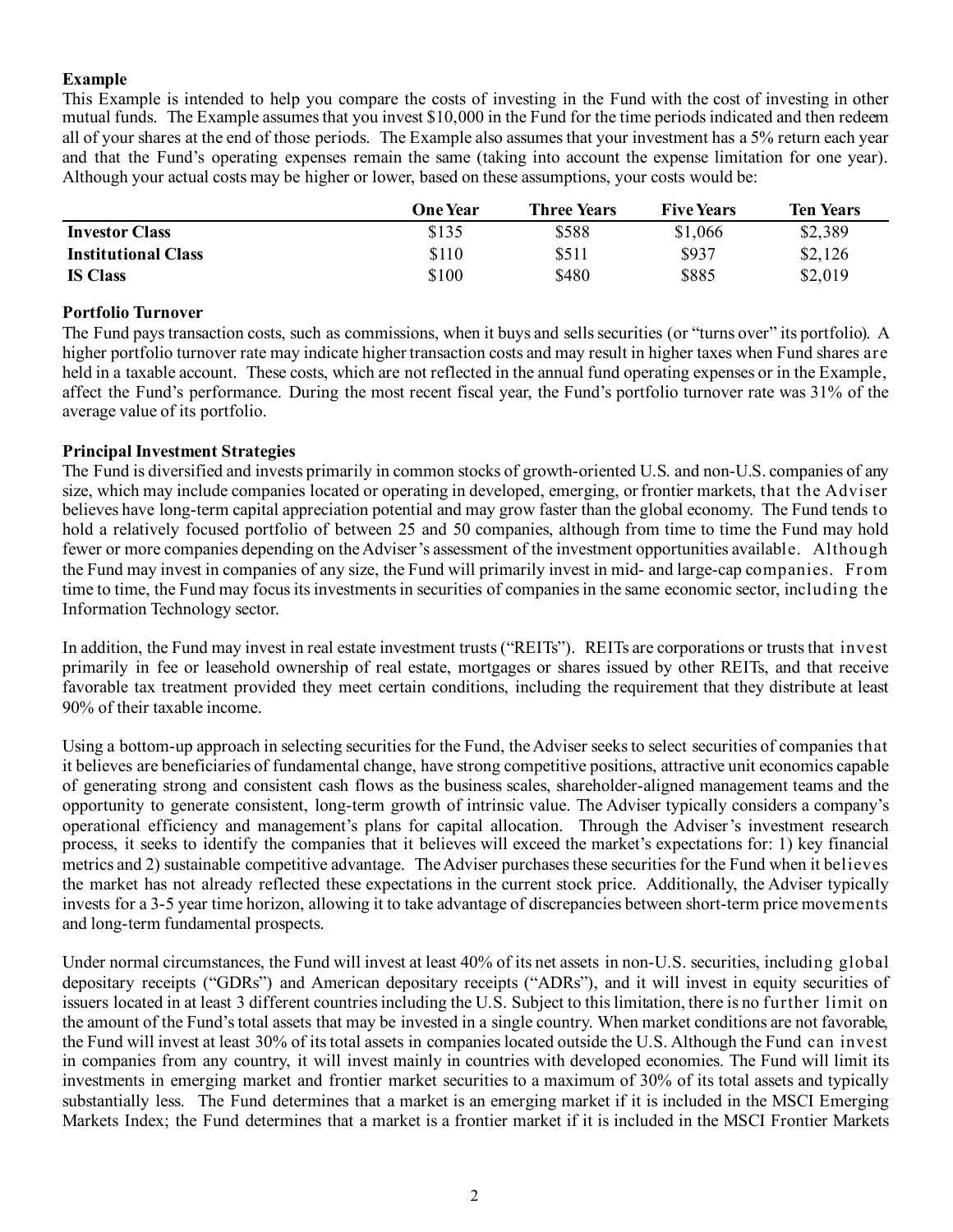**Example**

This Example is intended to help you compare the costs of investing in the Fund with the cost of investing in other mutual funds. The Example assumes that you invest $10,000 in the Fund for the time periods indicated and then redeem all of your shares at the end of those periods. The Example also assumes that your investment has a 5% return each year and that the Fund's operating expenses remain the same (taking into account the expense limitation for one year). Although your actual costs may be higher or lower, based on these assumptions, your costs would be:

| | One Year | Three Years | Five Years | Ten Years |
|---|---|---|---|---|
| **Investor Class** | $135 | $588 | $1,066 | $2,389 |
| **Institutional Class** | $110 | $511 | $937 | $2,126 |
| **IS Class** | $100 | $480 | $885 | $2,019 |

**Portfolio Turnover**

The Fund pays transaction costs, such as commissions, when it buys and sells securities (or "turns over" its portfolio). A higher portfolio turnover rate may indicate higher transaction costs and may result in higher taxes when Fund shares are held in a taxable account. These costs, which are not reflected in the annual fund operating expenses or in the Example, affect the Fund's performance. During the most recent fiscal year, the Fund's portfolio turnover rate was 31% of the average value of its portfolio.

**Principal Investment Strategies**

The Fund is diversified and invests primarily in common stocks of growth-oriented U.S. and non-U.S. companies of any size, which may include companies located or operating in developed, emerging, or frontier markets, that the Adviser believes have long-term capital appreciation potential and may grow faster than the global economy. The Fund tends to hold a relatively focused portfolio of between 25 and 50 companies, although from time to time the Fund may hold fewer or more companies depending on the Adviser's assessment of the investment opportunities available. Although the Fund may invest in companies of any size, the Fund will primarily invest in mid- and large-cap companies. From time to time, the Fund may focus its investments in securities of companies in the same economic sector, including the Information Technology sector.

In addition, the Fund may invest in real estate investment trusts ("REITs"). REITs are corporations or trusts that invest primarily in fee or leasehold ownership of real estate, mortgages or shares issued by other REITs, and that receive favorable tax treatment provided they meet certain conditions, including the requirement that they distribute at least 90% of their taxable income.

Using a bottom-up approach in selecting securities for the Fund, the Adviser seeks to select securities of companies that it believes are beneficiaries of fundamental change, have strong competitive positions, attractive unit economics capable of generating strong and consistent cash flows as the business scales, shareholder-aligned management teams and the opportunity to generate consistent, long-term growth of intrinsic value. The Adviser typically considers a company's operational efficiency and management's plans for capital allocation. Through the Adviser's investment research process, it seeks to identify the companies that it believes will exceed the market's expectations for: 1) key financial metrics and 2) sustainable competitive advantage. The Adviser purchases these securities for the Fund when it believes the market has not already reflected these expectations in the current stock price. Additionally, the Adviser typically invests for a 3-5 year time horizon, allowing it to take advantage of discrepancies between short-term price movements and long-term fundamental prospects.

Under normal circumstances, the Fund will invest at least 40% of its net assets in non-U.S. securities, including global depositary receipts ("GDRs") and American depositary receipts ("ADRs"), and it will invest in equity securities of issuers located in at least 3 different countries including the U.S. Subject to this limitation, there is no further limit on the amount of the Fund's total assets that may be invested in a single country. When market conditions are not favorable, the Fund will invest at least 30% of its total assets in companies located outside the U.S. Although the Fund can invest in companies from any country, it will invest mainly in countries with developed economies. The Fund will limit its investments in emerging market and frontier market securities to a maximum of 30% of its total assets and typically substantially less. The Fund determines that a market is an emerging market if it is included in the MSCI Emerging Markets Index; the Fund determines that a market is a frontier market if it is included in the MSCI Frontier Markets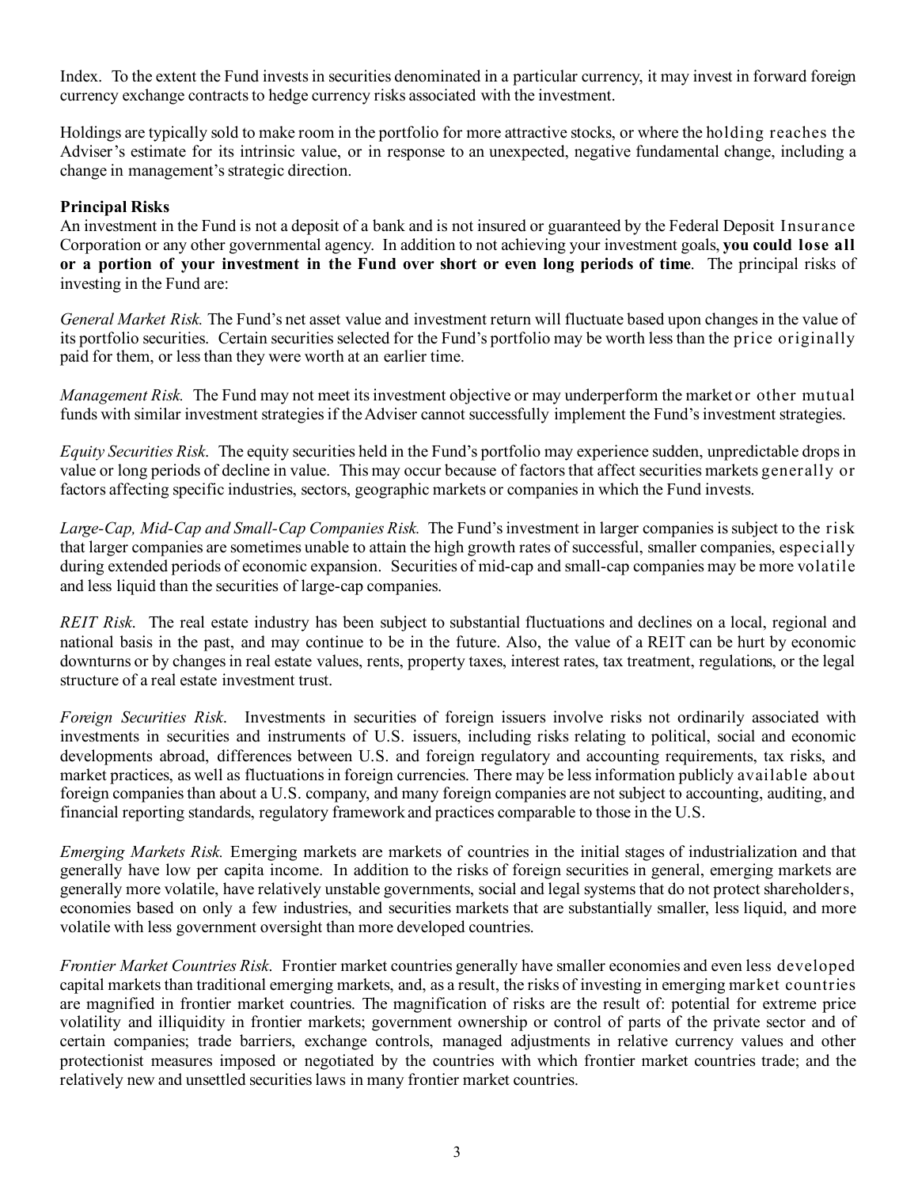Index. To the extent the Fund invests in securities denominated in a particular currency, it may invest in forward foreign currency exchange contracts to hedge currency risks associated with the investment.

Holdings are typically sold to make room in the portfolio for more attractive stocks, or where the holding reaches the Adviser's estimate for its intrinsic value, or in response to an unexpected, negative fundamental change, including a change in management's strategic direction.

**Principal Risks**

An investment in the Fund is not a deposit of a bank and is not insured or guaranteed by the Federal Deposit Insurance Corporation or any other governmental agency. In addition to not achieving your investment goals, **you could lose all or a portion of your investment in the Fund over short or even long periods of time**. The principal risks of investing in the Fund are:

*General Market Risk.* The Fund's net asset value and investment return will fluctuate based upon changes in the value of its portfolio securities. Certain securities selected for the Fund's portfolio may be worth less than the price originally paid for them, or less than they were worth at an earlier time.

*Management Risk.* The Fund may not meet its investment objective or may underperform the market or other mutual funds with similar investment strategies if the Adviser cannot successfully implement the Fund's investment strategies.

*Equity Securities Risk*. The equity securities held in the Fund's portfolio may experience sudden, unpredictable drops in value or long periods of decline in value. This may occur because of factors that affect securities markets generally or factors affecting specific industries, sectors, geographic markets or companies in which the Fund invests.

*Large-Cap, Mid-Cap and Small-Cap Companies Risk.* The Fund's investment in larger companies is subject to the risk that larger companies are sometimes unable to attain the high growth rates of successful, smaller companies, especially during extended periods of economic expansion. Securities of mid-cap and small-cap companies may be more volatile and less liquid than the securities of large-cap companies.

*REIT Risk*. The real estate industry has been subject to substantial fluctuations and declines on a local, regional and national basis in the past, and may continue to be in the future. Also, the value of a REIT can be hurt by economic downturns or by changes in real estate values, rents, property taxes, interest rates, tax treatment, regulations, or the legal structure of a real estate investment trust.

*Foreign Securities Risk*. Investments in securities of foreign issuers involve risks not ordinarily associated with investments in securities and instruments of U.S. issuers, including risks relating to political, social and economic developments abroad, differences between U.S. and foreign regulatory and accounting requirements, tax risks, and market practices, as well as fluctuations in foreign currencies. There may be less information publicly available about foreign companies than about a U.S. company, and many foreign companies are not subject to accounting, auditing, and financial reporting standards, regulatory framework and practices comparable to those in the U.S.

*Emerging Markets Risk.* Emerging markets are markets of countries in the initial stages of industrialization and that generally have low per capita income. In addition to the risks of foreign securities in general, emerging markets are generally more volatile, have relatively unstable governments, social and legal systems that do not protect shareholders, economies based on only a few industries, and securities markets that are substantially smaller, less liquid, and more volatile with less government oversight than more developed countries.

*Frontier Market Countries Risk*. Frontier market countries generally have smaller economies and even less developed capital markets than traditional emerging markets, and, as a result, the risks of investing in emerging market countries are magnified in frontier market countries. The magnification of risks are the result of: potential for extreme price volatility and illiquidity in frontier markets; government ownership or control of parts of the private sector and of certain companies; trade barriers, exchange controls, managed adjustments in relative currency values and other protectionist measures imposed or negotiated by the countries with which frontier market countries trade; and the relatively new and unsettled securities laws in many frontier market countries.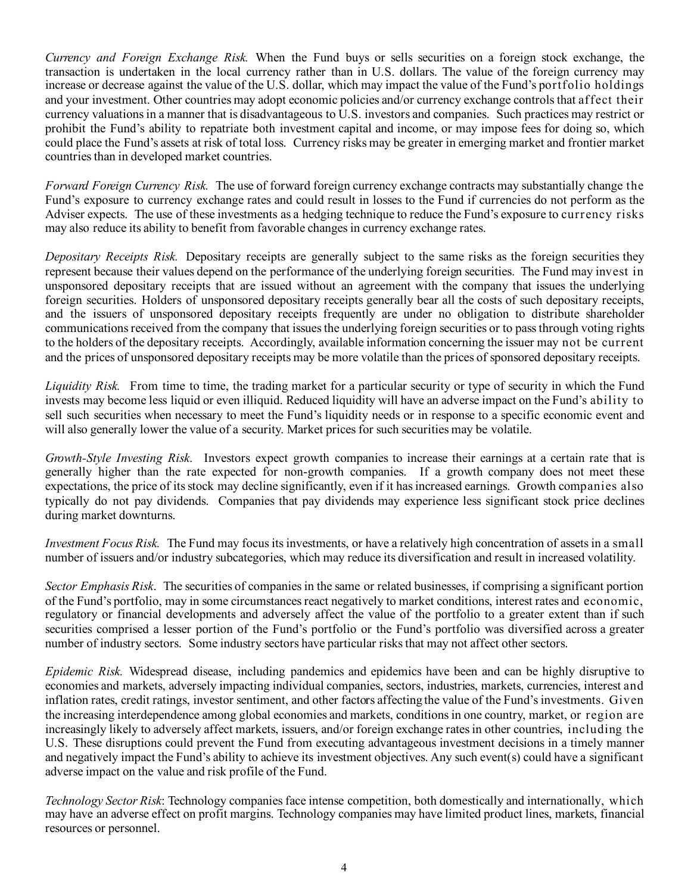*Currency and Foreign Exchange Risk.* When the Fund buys or sells securities on a foreign stock exchange, the transaction is undertaken in the local currency rather than in U.S. dollars. The value of the foreign currency may increase or decrease against the value of the U.S. dollar, which may impact the value of the Fund's portfolio holdings and your investment. Other countries may adopt economic policies and/or currency exchange controls that affect their currency valuations in a manner that is disadvantageous to U.S. investors and companies. Such practices may restrict or prohibit the Fund's ability to repatriate both investment capital and income, or may impose fees for doing so, which could place the Fund's assets at risk of total loss. Currency risks may be greater in emerging market and frontier market countries than in developed market countries.

*Forward Foreign Currency Risk.* The use of forward foreign currency exchange contracts may substantially change the Fund's exposure to currency exchange rates and could result in losses to the Fund if currencies do not perform as the Adviser expects. The use of these investments as a hedging technique to reduce the Fund's exposure to currency risks may also reduce its ability to benefit from favorable changes in currency exchange rates.

*Depositary Receipts Risk.* Depositary receipts are generally subject to the same risks as the foreign securities they represent because their values depend on the performance of the underlying foreign securities. The Fund may invest in unsponsored depositary receipts that are issued without an agreement with the company that issues the underlying foreign securities. Holders of unsponsored depositary receipts generally bear all the costs of such depositary receipts, and the issuers of unsponsored depositary receipts frequently are under no obligation to distribute shareholder communications received from the company that issues the underlying foreign securities or to pass through voting rights to the holders of the depositary receipts. Accordingly, available information concerning the issuer may not be current and the prices of unsponsored depositary receipts may be more volatile than the prices of sponsored depositary receipts.

*Liquidity Risk.* From time to time, the trading market for a particular security or type of security in which the Fund invests may become less liquid or even illiquid. Reduced liquidity will have an adverse impact on the Fund's ability to sell such securities when necessary to meet the Fund's liquidity needs or in response to a specific economic event and will also generally lower the value of a security. Market prices for such securities may be volatile.

*Growth-Style Investing Risk*. Investors expect growth companies to increase their earnings at a certain rate that is generally higher than the rate expected for non-growth companies. If a growth company does not meet these expectations, the price of its stock may decline significantly, even if it has increased earnings. Growth companies also typically do not pay dividends. Companies that pay dividends may experience less significant stock price declines during market downturns.

*Investment Focus Risk.* The Fund may focus its investments, or have a relatively high concentration of assets in a small number of issuers and/or industry subcategories, which may reduce its diversification and result in increased volatility.

*Sector Emphasis Risk*. The securities of companies in the same or related businesses, if comprising a significant portion of the Fund's portfolio, may in some circumstances react negatively to market conditions, interest rates and economic, regulatory or financial developments and adversely affect the value of the portfolio to a greater extent than if such securities comprised a lesser portion of the Fund's portfolio or the Fund's portfolio was diversified across a greater number of industry sectors. Some industry sectors have particular risks that may not affect other sectors.

*Epidemic Risk.* Widespread disease, including pandemics and epidemics have been and can be highly disruptive to economies and markets, adversely impacting individual companies, sectors, industries, markets, currencies, interest and inflation rates, credit ratings, investor sentiment, and other factors affecting the value of the Fund's investments. Given the increasing interdependence among global economies and markets, conditions in one country, market, or region are increasingly likely to adversely affect markets, issuers, and/or foreign exchange rates in other countries, including the U.S. These disruptions could prevent the Fund from executing advantageous investment decisions in a timely manner and negatively impact the Fund's ability to achieve its investment objectives. Any such event(s) could have a significant adverse impact on the value and risk profile of the Fund.

*Technology Sector Risk*: Technology companies face intense competition, both domestically and internationally, which may have an adverse effect on profit margins. Technology companies may have limited product lines, markets, financial resources or personnel.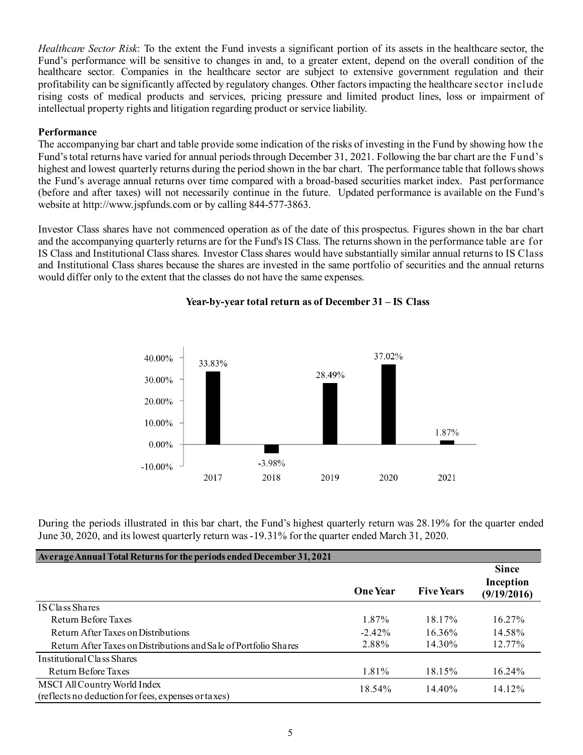*Healthcare Sector Risk*: To the extent the Fund invests a significant portion of its assets in the healthcare sector, the Fund's performance will be sensitive to changes in and, to a greater extent, depend on the overall condition of the healthcare sector. Companies in the healthcare sector are subject to extensive government regulation and their profitability can be significantly affected by regulatory changes. Other factors impacting the healthcare sector include rising costs of medical products and services, pricing pressure and limited product lines, loss or impairment of intellectual property rights and litigation regarding product or service liability.

**Performance**

The accompanying bar chart and table provide some indication of the risks of investing in the Fund by showing how the Fund's total returns have varied for annual periods through December 31, 2021. Following the bar chart are the Fund's highest and lowest quarterly returns during the period shown in the bar chart. The performance table that follows shows the Fund's average annual returns over time compared with a broad-based securities market index. Past performance (before and after taxes) will not necessarily continue in the future. Updated performance is available on the Fund's website at http://www.jspfunds.com or by calling 844-577-3863.

Investor Class shares have not commenced operation as of the date of this prospectus. Figures shown in the bar chart and the accompanying quarterly returns are for the Fund's IS Class. The returns shown in the performance table are for IS Class and Institutional Class shares. Investor Class shares would have substantially similar annual returns to IS Class and Institutional Class shares because the shares are invested in the same portfolio of securities and the annual returns would differ only to the extent that the classes do not have the same expenses.

**Year-by-year total return as of December 31 – IS Class**

| Year | Total Return |
|---|---|
| 2017 | 33.83% |
| 2018 | -3.98% |
| 2019 | 28.49% |
| 2020 | 37.02% |
| 2021 | 1.87% |

During the periods illustrated in this bar chart, the Fund's highest quarterly return was 28.19% for the quarter ended June 30, 2020, and its lowest quarterly return was -19.31% for the quarter ended March 31, 2020.

| Average Annual Total Returns for the periods ended December 31, 2021 | One Year | Five Years | Since Inception (9/19/2016) |
|---|---|---|---|
| IS Class Shares | | | |
| Return Before Taxes | 1.87% | 18.17% | 16.27% |
| Return After Taxes on Distributions | -2.42% | 16.36% | 14.58% |
| Return After Taxes on Distributions and Sale of Portfolio Shares | 2.88% | 14.30% | 12.77% |
| Institutional Class Shares | | | |
| Return Before Taxes | 1.81% | 18.15% | 16.24% |
| MSCI All Country World Index (reflects no deduction for fees, expenses or taxes) | 18.54% | 14.40% | 14.12% |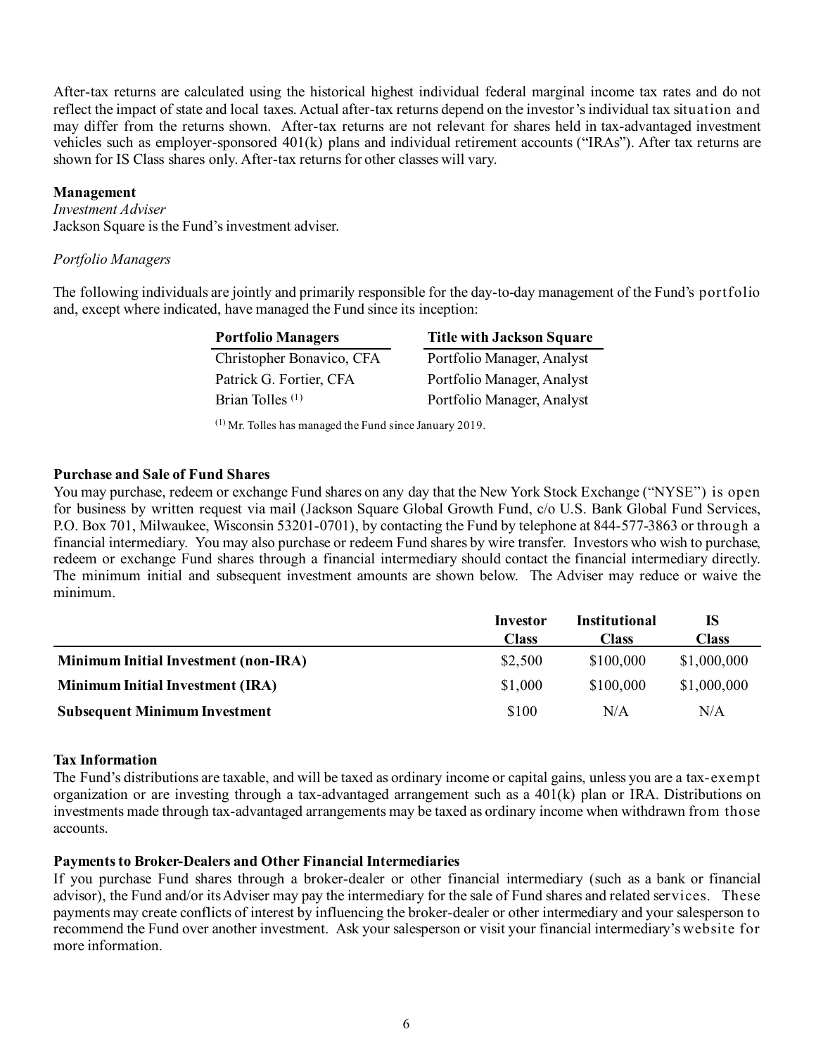After-tax returns are calculated using the historical highest individual federal marginal income tax rates and do not reflect the impact of state and local taxes. Actual after-tax returns depend on the investor's individual tax situation and may differ from the returns shown. After-tax returns are not relevant for shares held in tax-advantaged investment vehicles such as employer-sponsored 401(k) plans and individual retirement accounts ("IRAs"). After tax returns are shown for IS Class shares only. After-tax returns for other classes will vary.

**Management**

*Investment Adviser*

Jackson Square is the Fund's investment adviser.

*Portfolio Managers*

The following individuals are jointly and primarily responsible for the day-to-day management of the Fund's portfolio and, except where indicated, have managed the Fund since its inception:

| Portfolio Managers | Title with Jackson Square |
| --- | --- |
| Christopher Bonavico, CFA | Portfolio Manager, Analyst |
| Patrick G. Fortier, CFA | Portfolio Manager, Analyst |
| Brian Tolles [(1)] | Portfolio Manager, Analyst |

[(1)] Mr. Tolles has managed the Fund since January 2019.

**Purchase and Sale of Fund Shares**

You may purchase, redeem or exchange Fund shares on any day that the New York Stock Exchange ("NYSE") is open for business by written request via mail (Jackson Square Global Growth Fund, c/o U.S. Bank Global Fund Services, P.O. Box 701, Milwaukee, Wisconsin 53201-0701), by contacting the Fund by telephone at 844-577-3863 or through a financial intermediary. You may also purchase or redeem Fund shares by wire transfer. Investors who wish to purchase, redeem or exchange Fund shares through a financial intermediary should contact the financial intermediary directly. The minimum initial and subsequent investment amounts are shown below. The Adviser may reduce or waive the minimum.

| | Investor Class | Institutional Class | IS Class |
| --- | --- | --- | --- |
| **Minimum Initial Investment (non-IRA)** | \$2,500 | \$100,000 | \$1,000,000 |
| **Minimum Initial Investment (IRA)** | \$1,000 | \$100,000 | \$1,000,000 |
| **Subsequent Minimum Investment** | \$100 | N/A | N/A |

**Tax Information**

The Fund's distributions are taxable, and will be taxed as ordinary income or capital gains, unless you are a tax-exempt organization or are investing through a tax-advantaged arrangement such as a 401(k) plan or IRA. Distributions on investments made through tax-advantaged arrangements may be taxed as ordinary income when withdrawn from those accounts.

**Payments to Broker-Dealers and Other Financial Intermediaries**

If you purchase Fund shares through a broker-dealer or other financial intermediary (such as a bank or financial advisor), the Fund and/or its Adviser may pay the intermediary for the sale of Fund shares and related services. These payments may create conflicts of interest by influencing the broker-dealer or other intermediary and your salesperson to recommend the Fund over another investment. Ask your salesperson or visit your financial intermediary's website for more information.